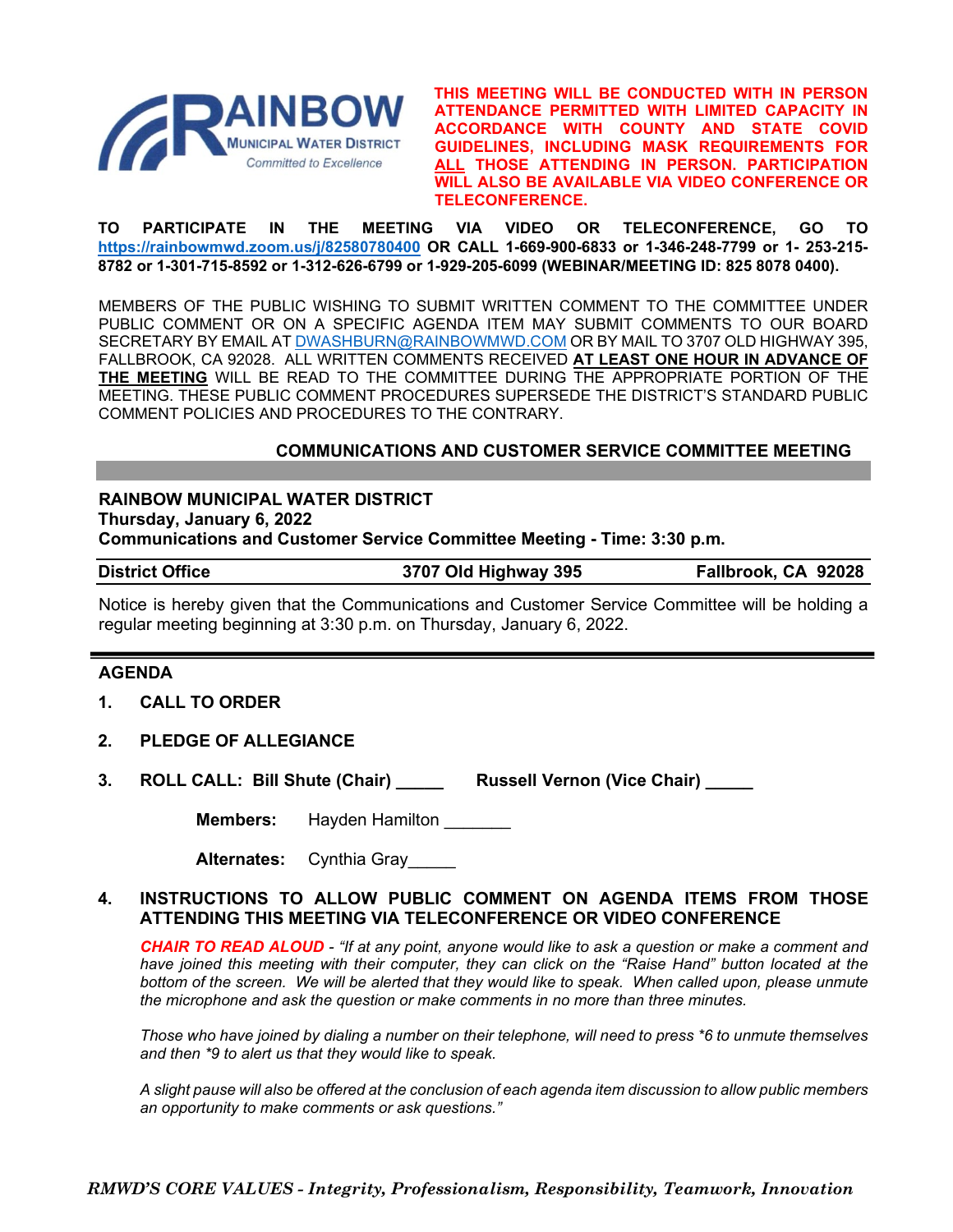**THIS MEETING WILL BE CONDUCTED WITH IN PERSON ATTENDANCE PERMITTED WITH LIMITED CAPACITY IN ACCORDANCE WITH COUNTY AND STATE COVID GUIDELINES, INCLUDING MASK REQUIREMENTS FOR ALL THOSE ATTENDING IN PERSON. PARTICIPATION WILL ALSO BE AVAILABLE VIA VIDEO CONFERENCE OR TELECONFERENCE.**

**TO PARTICIPATE IN THE MEETING VIA VIDEO OR TELECONFERENCE, GO TO https://rainbowmwd.zoom.us/j/82580780400 OR CALL 1-669-900-6833 or 1-346-248-7799 or 1- 253-215-8782 or 1-301-715-8592 or 1-312-626-6799 or 1-929-205-6099 (WEBINAR/MEETING ID: 825 8078 0400).**

MEMBERS OF THE PUBLIC WISHING TO SUBMIT WRITTEN COMMENT TO THE COMMITTEE UNDER PUBLIC COMMENT OR ON A SPECIFIC AGENDA ITEM MAY SUBMIT COMMENTS TO OUR BOARD SECRETARY BY EMAIL AT DWASHBURN@RAINBOWMWD.COM OR BY MAIL TO 3707 OLD HIGHWAY 395, FALLBROOK, CA 92028. ALL WRITTEN COMMENTS RECEIVED **AT LEAST ONE HOUR IN ADVANCE OF THE MEETING** WILL BE READ TO THE COMMITTEE DURING THE APPROPRIATE PORTION OF THE MEETING. THESE PUBLIC COMMENT PROCEDURES SUPERSEDE THE DISTRICT'S STANDARD PUBLIC COMMENT POLICIES AND PROCEDURES TO THE CONTRARY.

## COMMUNICATIONS AND CUSTOMER SERVICE COMMITTEE MEETING

**RAINBOW MUNICIPAL WATER DISTRICT**
**Thursday, January 6, 2022**
**Communications and Customer Service Committee Meeting - Time: 3:30 p.m.**

**District Office** | **3707 Old Highway 395** | **Fallbrook, CA 92028**

Notice is hereby given that the Communications and Customer Service Committee will be holding a regular meeting beginning at 3:30 p.m. on Thursday, January 6, 2022.

## AGENDA

1. **CALL TO ORDER**

2. **PLEDGE OF ALLEGIANCE**

3. **ROLL CALL: Bill Shute (Chair) _____ Russell Vernon (Vice Chair) _____**

   **Members:** Hayden Hamilton _______

   **Alternates:** Cynthia Gray_____

4. **INSTRUCTIONS TO ALLOW PUBLIC COMMENT ON AGENDA ITEMS FROM THOSE ATTENDING THIS MEETING VIA TELECONFERENCE OR VIDEO CONFERENCE**

   ***CHAIR TO READ ALOUD*** - *"If at any point, anyone would like to ask a question or make a comment and have joined this meeting with their computer, they can click on the "Raise Hand" button located at the bottom of the screen. We will be alerted that they would like to speak. When called upon, please unmute the microphone and ask the question or make comments in no more than three minutes.*

   *Those who have joined by dialing a number on their telephone, will need to press *6 to unmute themselves and then *9 to alert us that they would like to speak.*

   *A slight pause will also be offered at the conclusion of each agenda item discussion to allow public members an opportunity to make comments or ask questions."*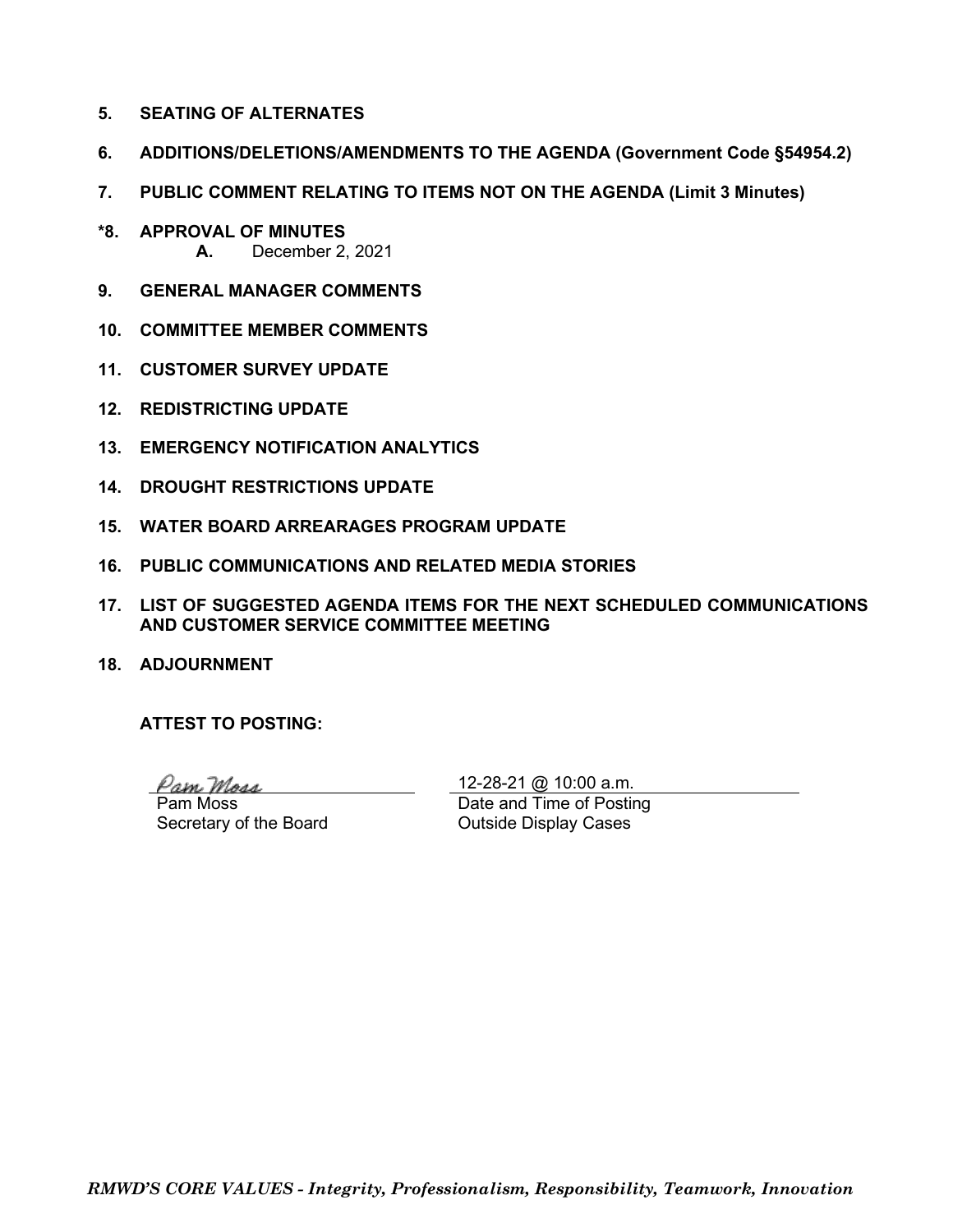5. **SEATING OF ALTERNATES**

6. **ADDITIONS/DELETIONS/AMENDMENTS TO THE AGENDA (Government Code §54954.2)**

7. **PUBLIC COMMENT RELATING TO ITEMS NOT ON THE AGENDA (Limit 3 Minutes)**

**\*8. APPROVAL OF MINUTES**

   **A.** December 2, 2021

9. **GENERAL MANAGER COMMENTS**

10. **COMMITTEE MEMBER COMMENTS**

11. **CUSTOMER SURVEY UPDATE**

12. **REDISTRICTING UPDATE**

13. **EMERGENCY NOTIFICATION ANALYTICS**

14. **DROUGHT RESTRICTIONS UPDATE**

15. **WATER BOARD ARREARAGES PROGRAM UPDATE**

16. **PUBLIC COMMUNICATIONS AND RELATED MEDIA STORIES**

17. **LIST OF SUGGESTED AGENDA ITEMS FOR THE NEXT SCHEDULED COMMUNICATIONS AND CUSTOMER SERVICE COMMITTEE MEETING**

18. **ADJOURNMENT**

**ATTEST TO POSTING:**

*Pam Moss*
Pam Moss
Secretary of the Board

12-28-21 @ 10:00 a.m.
Date and Time of Posting
Outside Display Cases

***RMWD'S CORE VALUES - Integrity, Professionalism, Responsibility, Teamwork, Innovation***